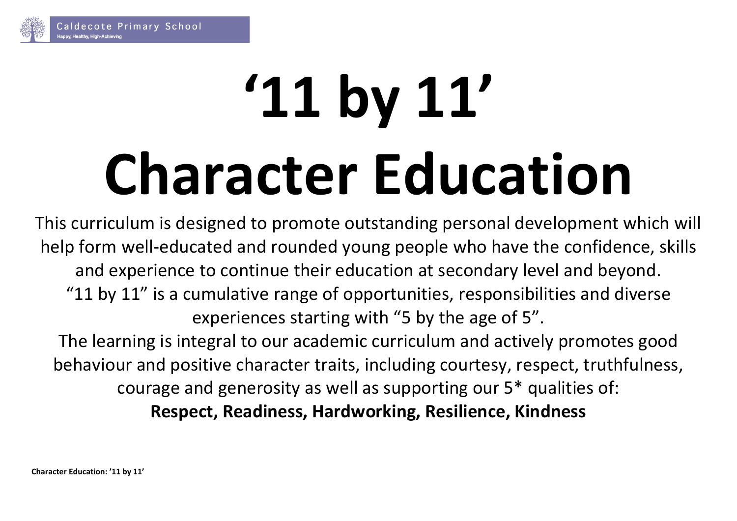# '11 by 11' Character Education

This curriculum is designed to promote outstanding personal development which will help form well-educated and rounded young people who have the confidence, skills and experience to continue their education at secondary level and beyond.

"11 by 11" is a cumulative range of opportunities, responsibilities and diverse experiences starting with "5 by the age of 5".

The learning is integral to our academic curriculum and actively promotes good behaviour and positive character traits, including courtesy, respect, truthfulness, courage and generosity as well as supporting our 5* qualities of:

**Respect, Readiness, Hardworking, Resilience, Kindness**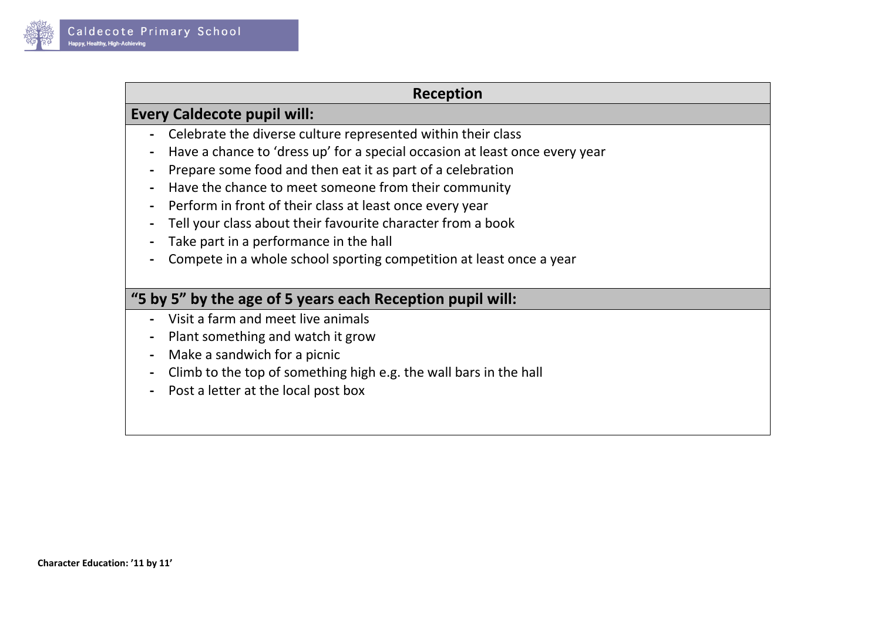## Reception

### Every Caldecote pupil will:

- Celebrate the diverse culture represented within their class
- Have a chance to 'dress up' for a special occasion at least once every year
- Prepare some food and then eat it as part of a celebration
- Have the chance to meet someone from their community
- Perform in front of their class at least once every year
- Tell your class about their favourite character from a book
- Take part in a performance in the hall
- Compete in a whole school sporting competition at least once a year

### "5 by 5" by the age of 5 years each Reception pupil will:

- Visit a farm and meet live animals
- Plant something and watch it grow
- Make a sandwich for a picnic
- Climb to the top of something high e.g. the wall bars in the hall
- Post a letter at the local post box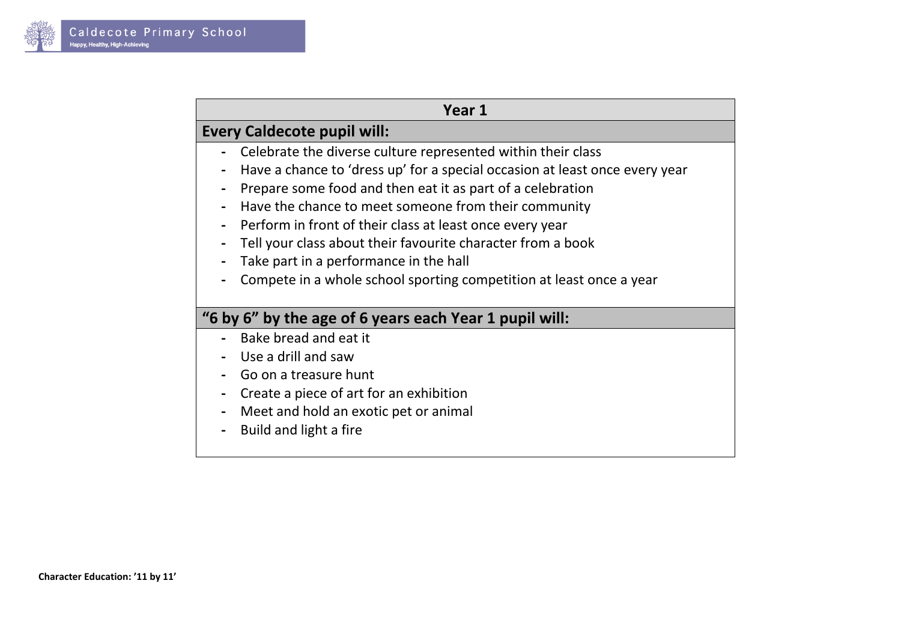## Year 1

### Every Caldecote pupil will:

- Celebrate the diverse culture represented within their class
- Have a chance to 'dress up' for a special occasion at least once every year
- Prepare some food and then eat it as part of a celebration
- Have the chance to meet someone from their community
- Perform in front of their class at least once every year
- Tell your class about their favourite character from a book
- Take part in a performance in the hall
- Compete in a whole school sporting competition at least once a year

### "6 by 6" by the age of 6 years each Year 1 pupil will:

- Bake bread and eat it
- Use a drill and saw
- Go on a treasure hunt
- Create a piece of art for an exhibition
- Meet and hold an exotic pet or animal
- Build and light a fire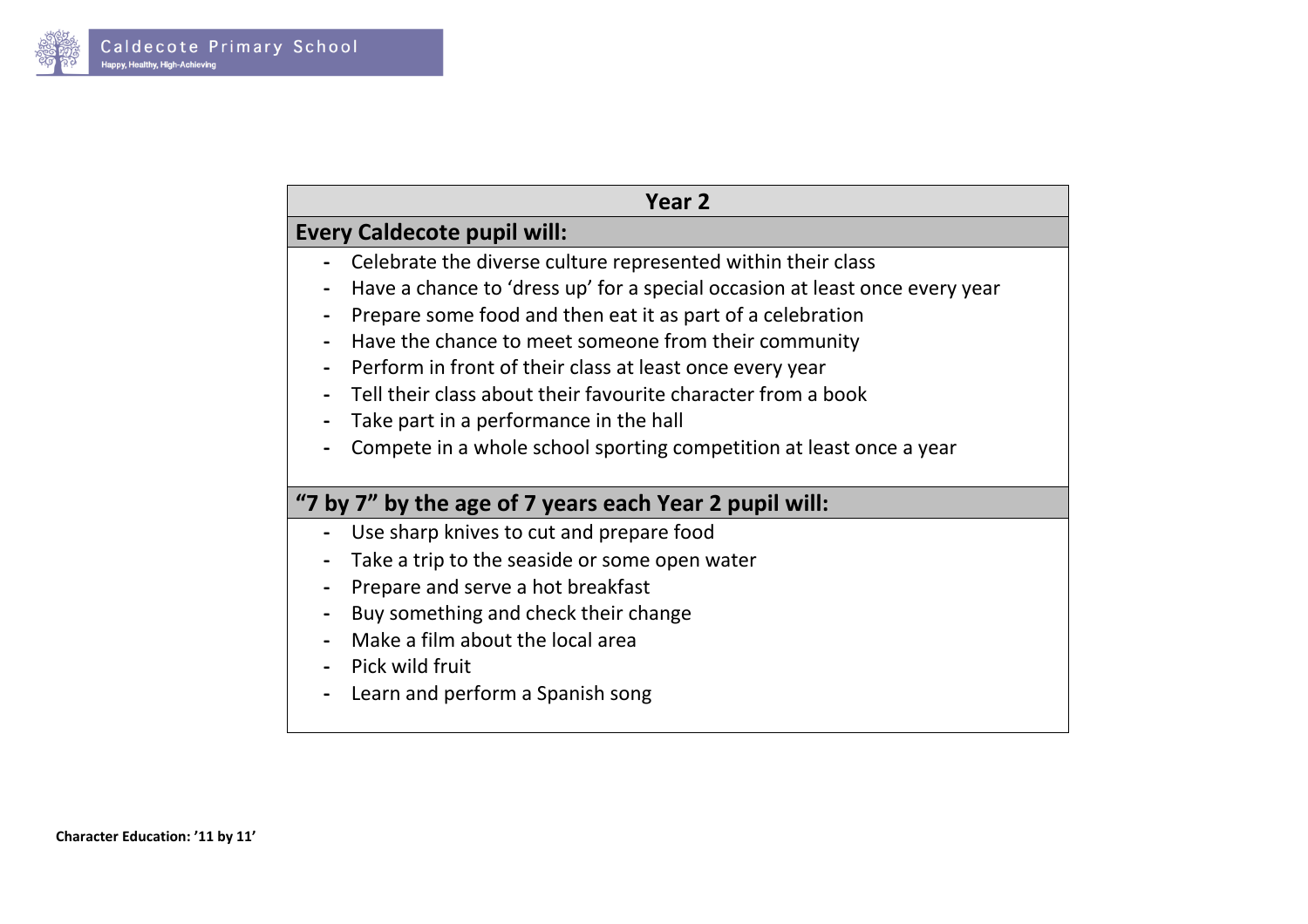## Year 2

### Every Caldecote pupil will:

- Celebrate the diverse culture represented within their class
- Have a chance to ‘dress up’ for a special occasion at least once every year
- Prepare some food and then eat it as part of a celebration
- Have the chance to meet someone from their community
- Perform in front of their class at least once every year
- Tell their class about their favourite character from a book
- Take part in a performance in the hall
- Compete in a whole school sporting competition at least once a year

### “7 by 7” by the age of 7 years each Year 2 pupil will:

- Use sharp knives to cut and prepare food
- Take a trip to the seaside or some open water
- Prepare and serve a hot breakfast
- Buy something and check their change
- Make a film about the local area
- Pick wild fruit
- Learn and perform a Spanish song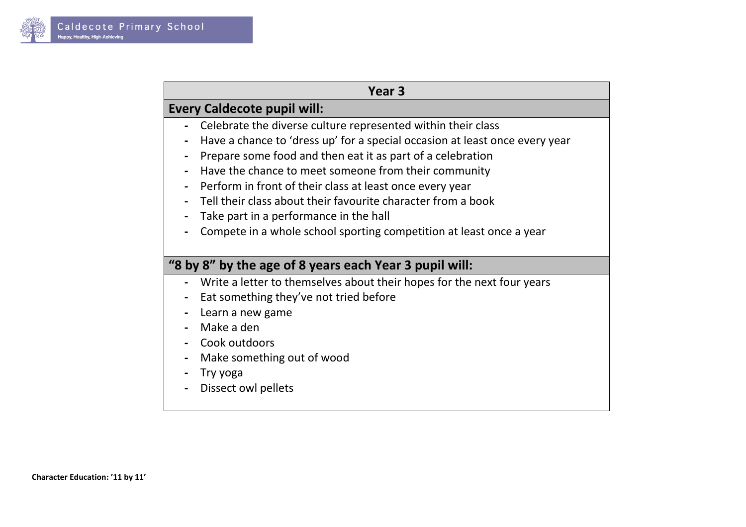## Year 3

### Every Caldecote pupil will:

- Celebrate the diverse culture represented within their class
- Have a chance to 'dress up' for a special occasion at least once every year
- Prepare some food and then eat it as part of a celebration
- Have the chance to meet someone from their community
- Perform in front of their class at least once every year
- Tell their class about their favourite character from a book
- Take part in a performance in the hall
- Compete in a whole school sporting competition at least once a year

### "8 by 8" by the age of 8 years each Year 3 pupil will:

- Write a letter to themselves about their hopes for the next four years
- Eat something they've not tried before
- Learn a new game
- Make a den
- Cook outdoors
- Make something out of wood
- Try yoga
- Dissect owl pellets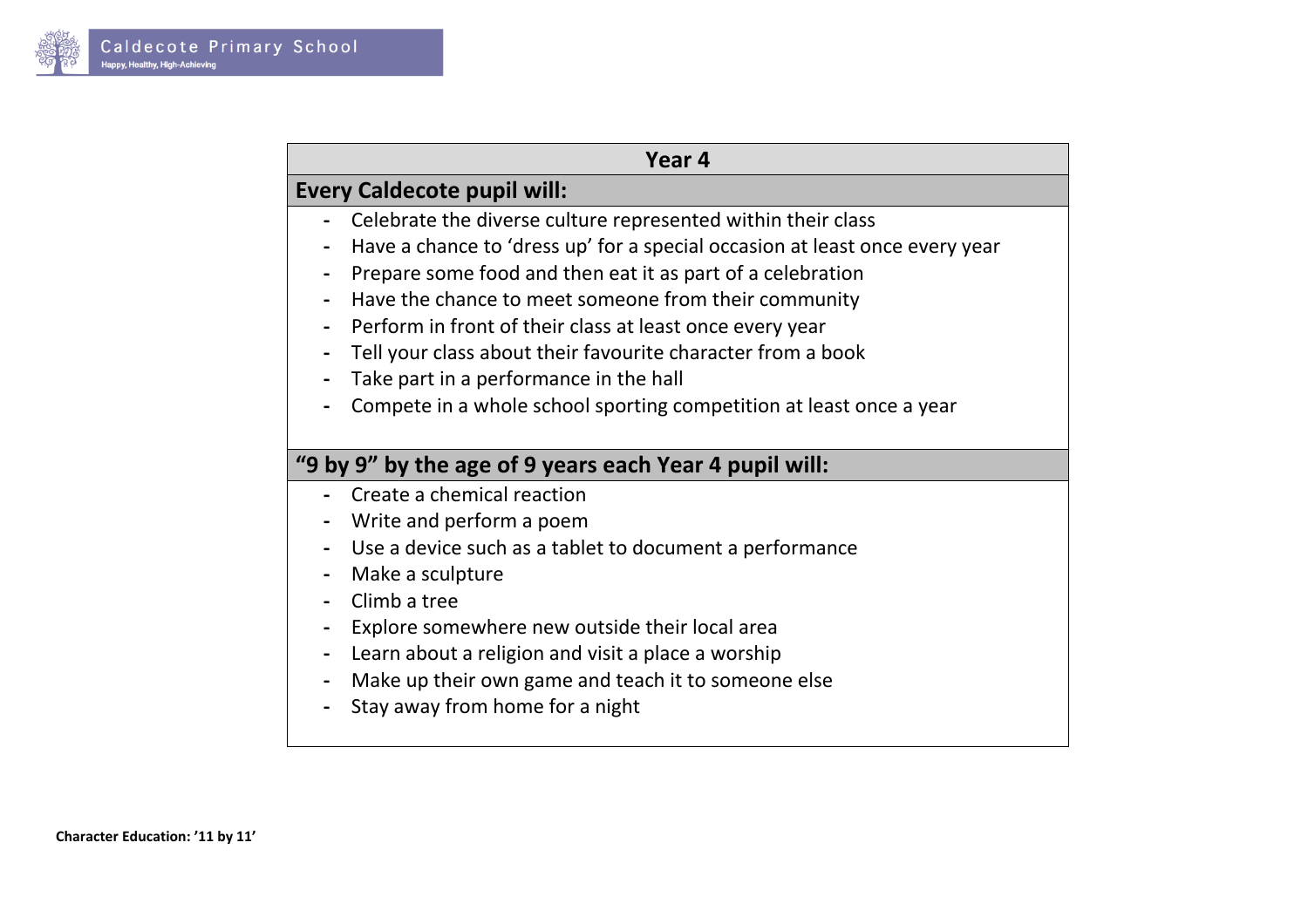## Year 4

### Every Caldecote pupil will:

- Celebrate the diverse culture represented within their class
- Have a chance to 'dress up' for a special occasion at least once every year
- Prepare some food and then eat it as part of a celebration
- Have the chance to meet someone from their community
- Perform in front of their class at least once every year
- Tell your class about their favourite character from a book
- Take part in a performance in the hall
- Compete in a whole school sporting competition at least once a year

### "9 by 9" by the age of 9 years each Year 4 pupil will:

- Create a chemical reaction
- Write and perform a poem
- Use a device such as a tablet to document a performance
- Make a sculpture
- Climb a tree
- Explore somewhere new outside their local area
- Learn about a religion and visit a place a worship
- Make up their own game and teach it to someone else
- Stay away from home for a night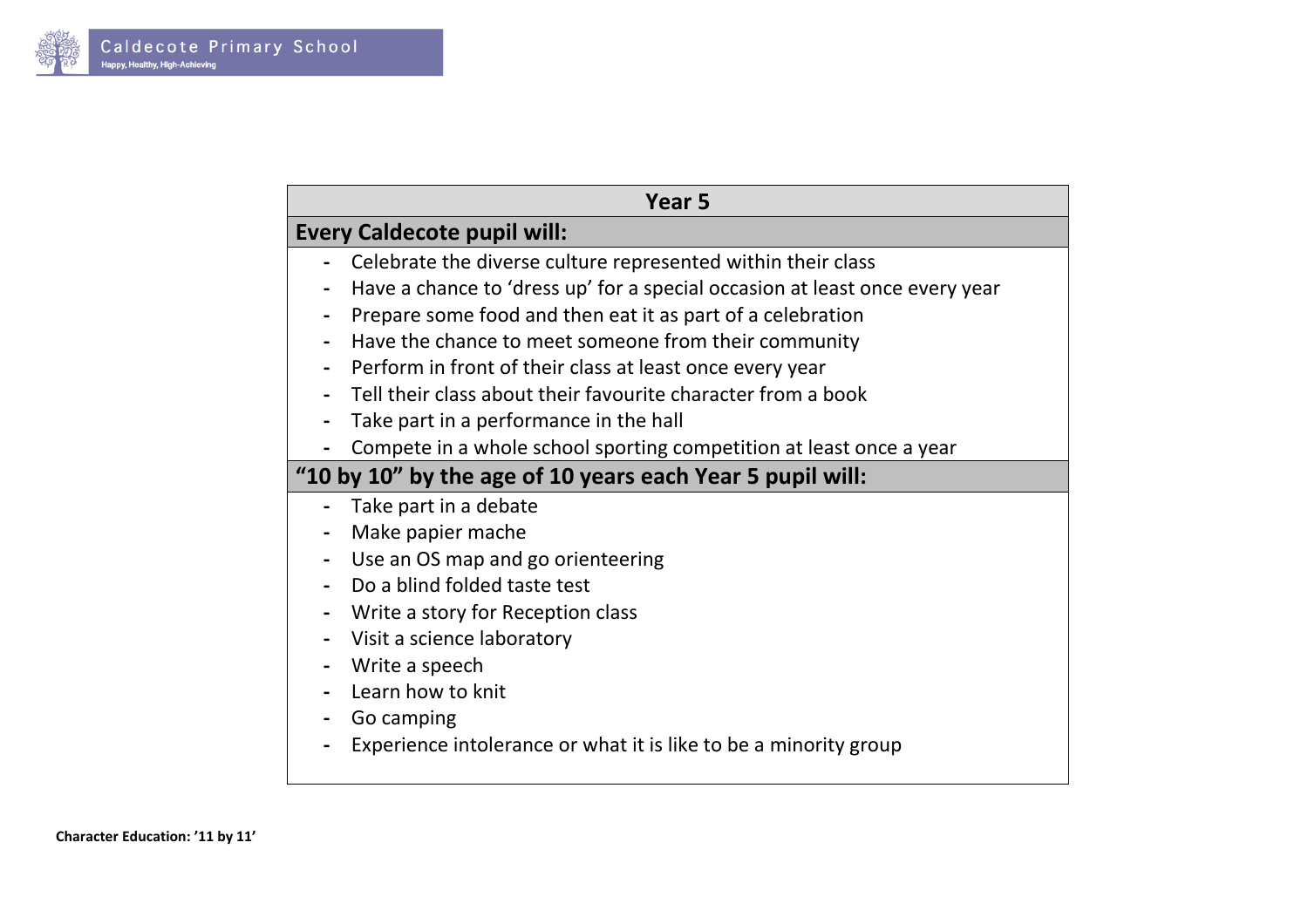## Year 5

### Every Caldecote pupil will:

- Celebrate the diverse culture represented within their class
- Have a chance to 'dress up' for a special occasion at least once every year
- Prepare some food and then eat it as part of a celebration
- Have the chance to meet someone from their community
- Perform in front of their class at least once every year
- Tell their class about their favourite character from a book
- Take part in a performance in the hall
- Compete in a whole school sporting competition at least once a year

### "10 by 10" by the age of 10 years each Year 5 pupil will:

- Take part in a debate
- Make papier mache
- Use an OS map and go orienteering
- Do a blind folded taste test
- Write a story for Reception class
- Visit a science laboratory
- Write a speech
- Learn how to knit
- Go camping
- Experience intolerance or what it is like to be a minority group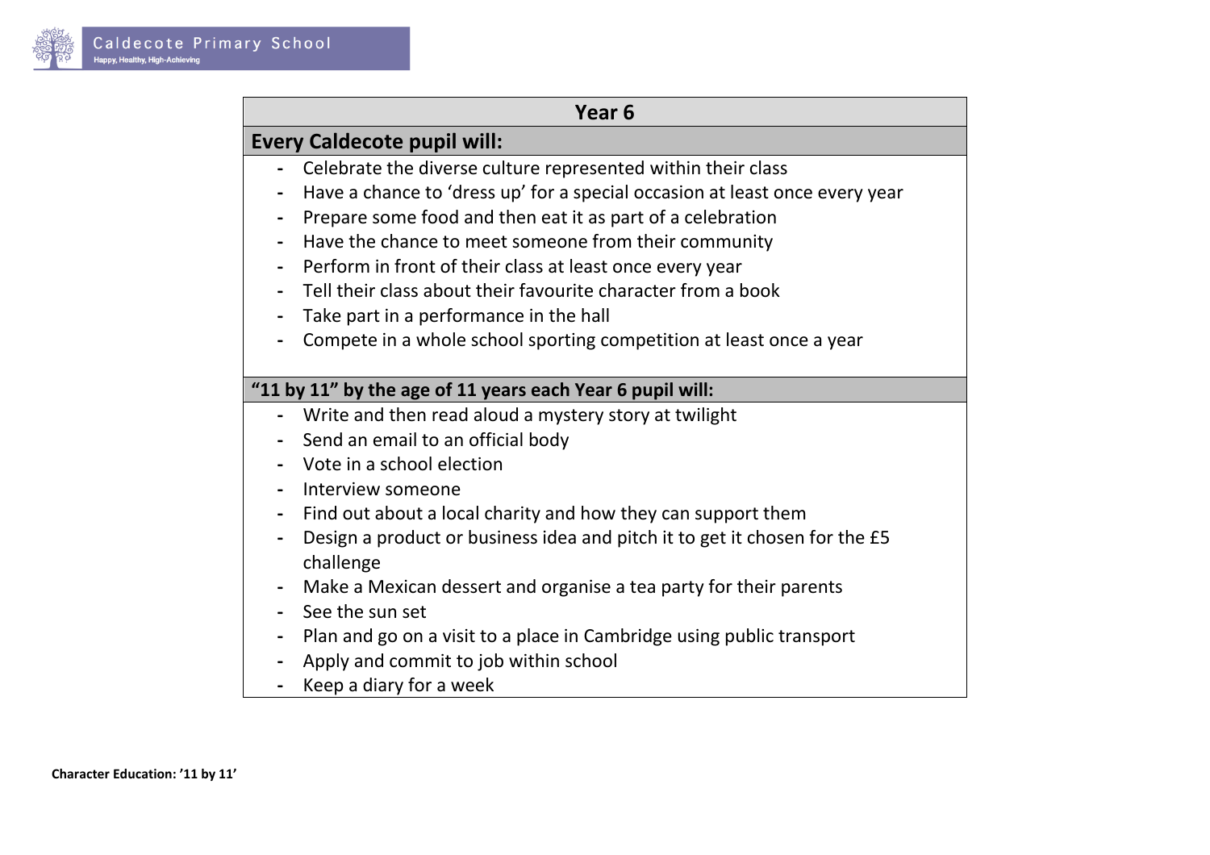## Year 6

### Every Caldecote pupil will:

- Celebrate the diverse culture represented within their class
- Have a chance to 'dress up' for a special occasion at least once every year
- Prepare some food and then eat it as part of a celebration
- Have the chance to meet someone from their community
- Perform in front of their class at least once every year
- Tell their class about their favourite character from a book
- Take part in a performance in the hall
- Compete in a whole school sporting competition at least once a year

### "11 by 11" by the age of 11 years each Year 6 pupil will:

- Write and then read aloud a mystery story at twilight
- Send an email to an official body
- Vote in a school election
- Interview someone
- Find out about a local charity and how they can support them
- Design a product or business idea and pitch it to get it chosen for the £5 challenge
- Make a Mexican dessert and organise a tea party for their parents
- See the sun set
- Plan and go on a visit to a place in Cambridge using public transport
- Apply and commit to job within school
- Keep a diary for a week